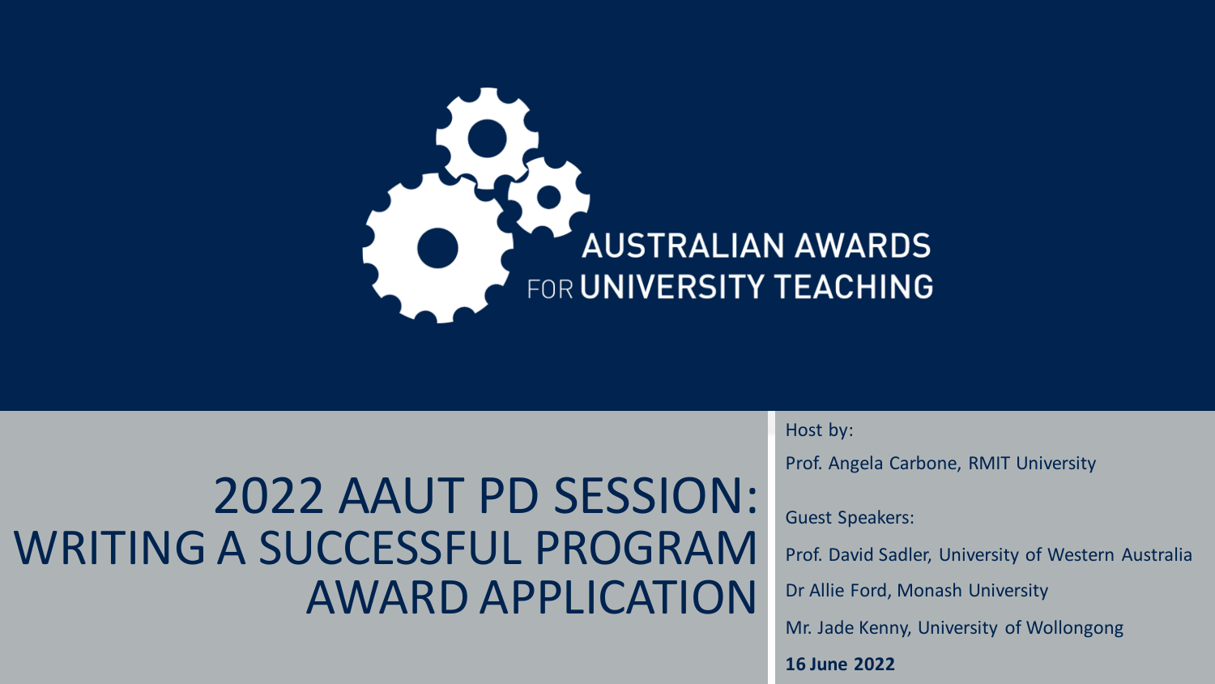AUSTRALIAN AWARDS FOR UNIVERSITY TEACHING

# 2022 AAUT PD SESSION: WRITING A SUCCESSFUL PROGRAM AWARD APPLICATION

Host by:

Prof. Angela Carbone, RMIT University

Guest Speakers:

Prof. David Sadler, University of Western Australia

Dr Allie Ford, Monash University

Mr. Jade Kenny, University of Wollongong

**16 June 2022**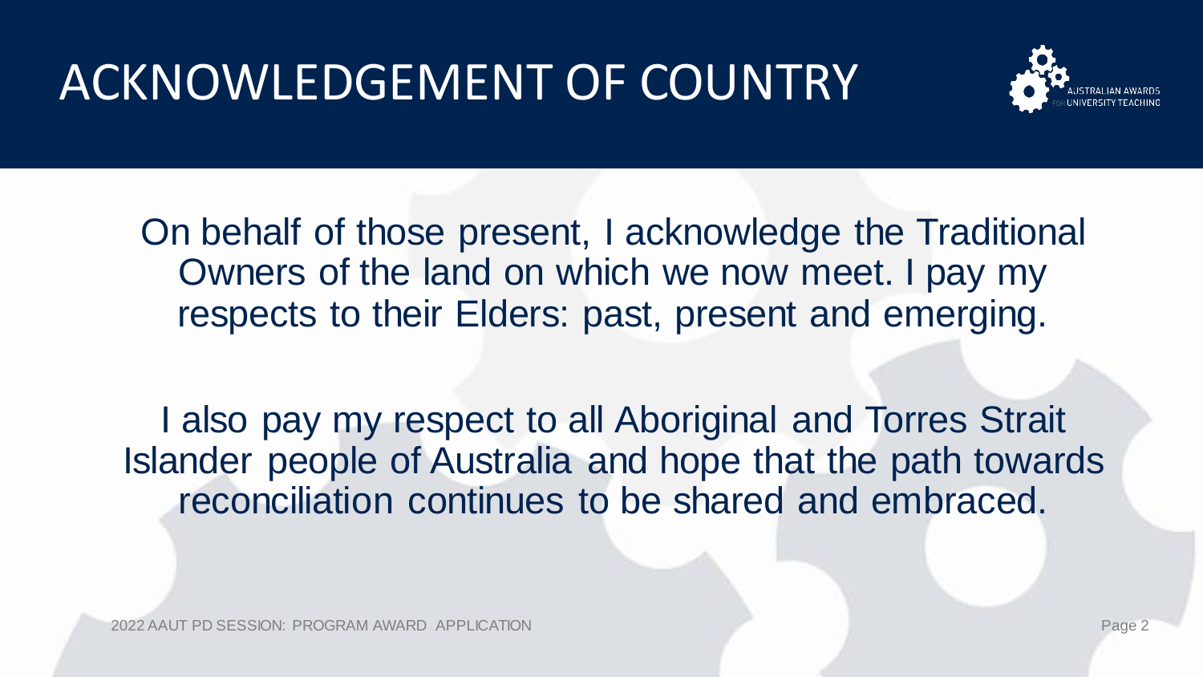# ACKNOWLEDGEMENT OF COUNTRY

On behalf of those present, I acknowledge the Traditional Owners of the land on which we now meet. I pay my respects to their Elders: past, present and emerging.

I also pay my respect to all Aboriginal and Torres Strait Islander people of Australia and hope that the path towards reconciliation continues to be shared and embraced.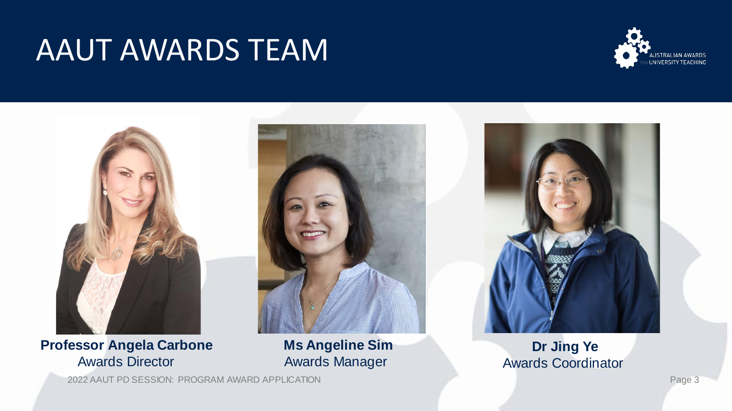# AAUT AWARDS TEAM

**Professor Angela Carbone**
Awards Director

**Ms Angeline Sim**
Awards Manager

**Dr Jing Ye**
Awards Coordinator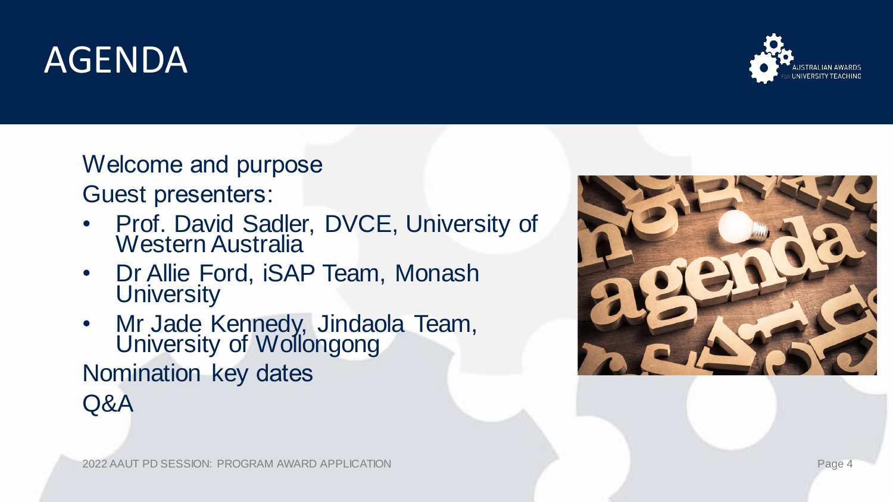# AGENDA

Welcome and purpose

Guest presenters:

- Prof. David Sadler, DVCE, University of Western Australia
- Dr Allie Ford, iSAP Team, Monash University
- Mr Jade Kennedy, Jindaola Team, University of Wollongong

Nomination key dates

Q&A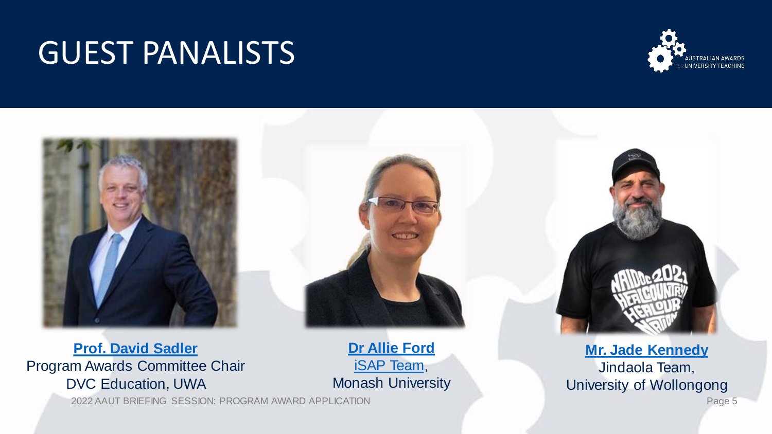# GUEST PANALISTS

**Prof. David Sadler**
Program Awards Committee Chair
DVC Education, UWA

**Dr Allie Ford**
iSAP Team,
Monash University

**Mr. Jade Kennedy**
Jindaola Team,
University of Wollongong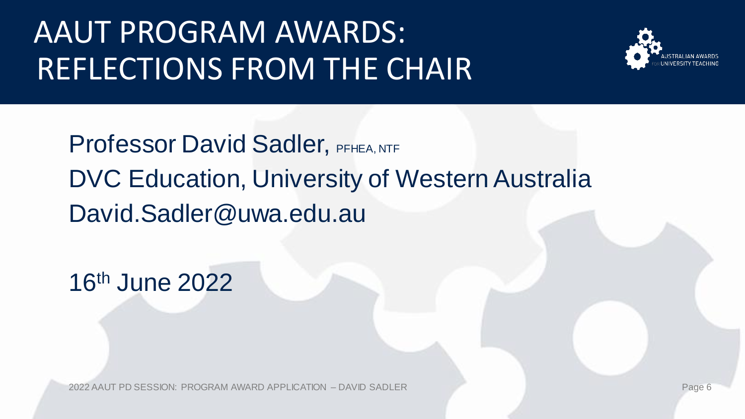# AAUT PROGRAM AWARDS: REFLECTIONS FROM THE CHAIR

Professor David Sadler, PFHEA, NTF

DVC Education, University of Western Australia

David.Sadler@uwa.edu.au

16th June 2022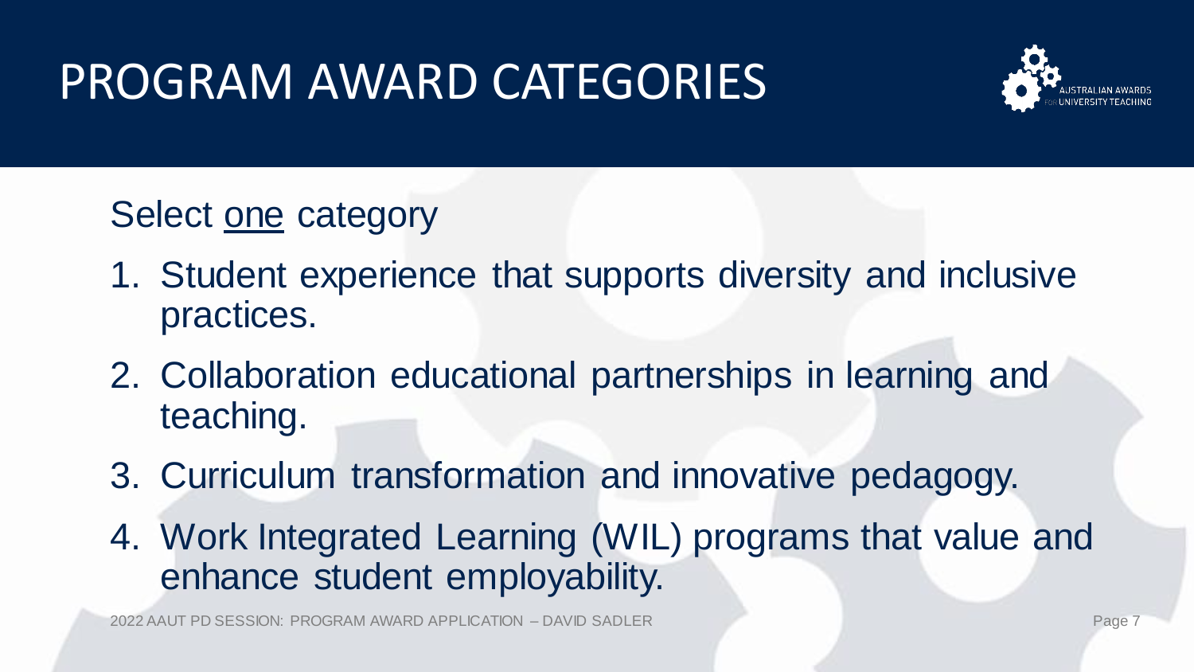# PROGRAM AWARD CATEGORIES

Select one category

1. Student experience that supports diversity and inclusive practices.
2. Collaboration educational partnerships in learning and teaching.
3. Curriculum transformation and innovative pedagogy.
4. Work Integrated Learning (WIL) programs that value and enhance student employability.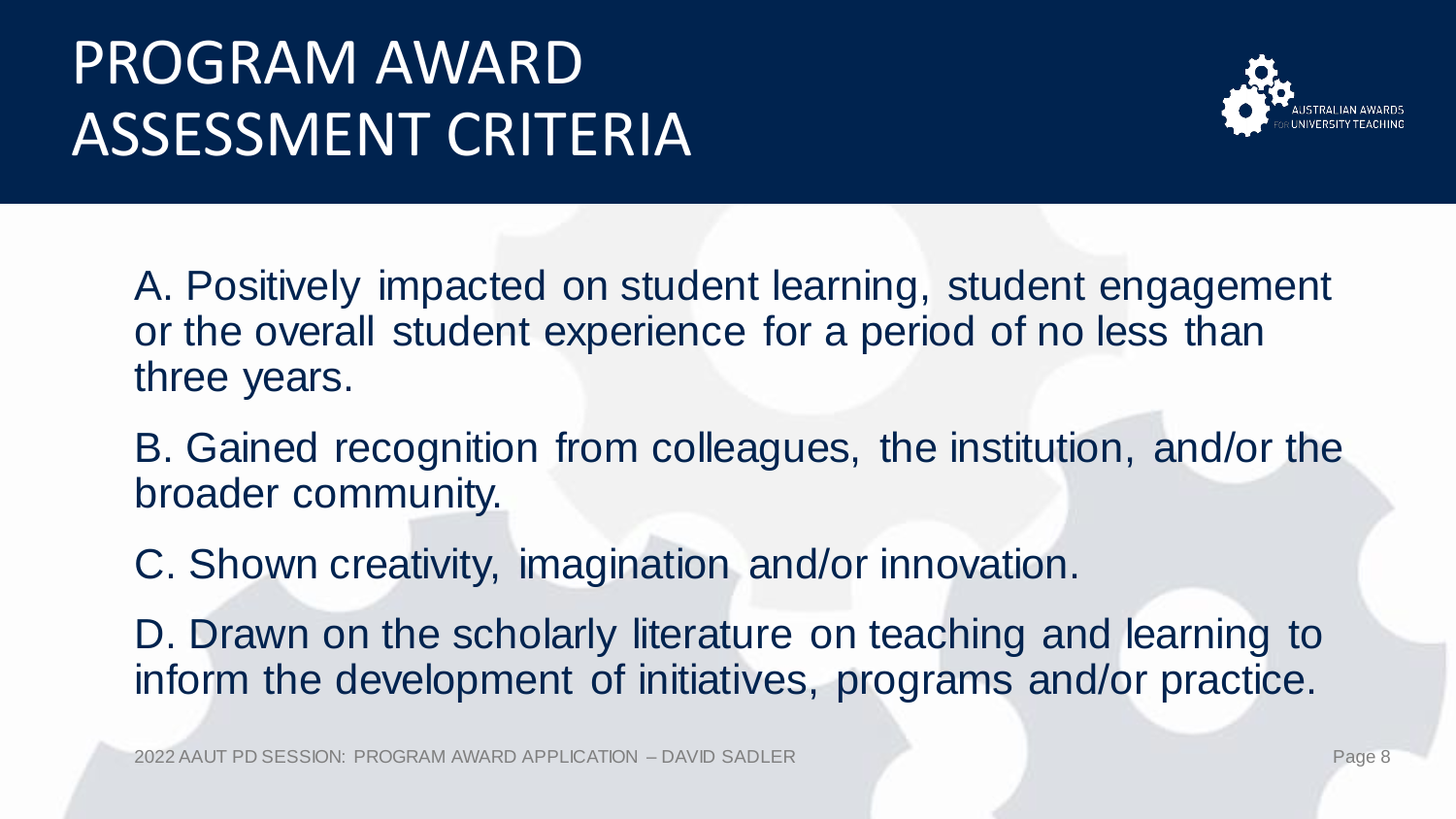# PROGRAM AWARD ASSESSMENT CRITERIA

A. Positively impacted on student learning, student engagement or the overall student experience for a period of no less than three years.

B. Gained recognition from colleagues, the institution, and/or the broader community.

C. Shown creativity, imagination and/or innovation.

D. Drawn on the scholarly literature on teaching and learning to inform the development of initiatives, programs and/or practice.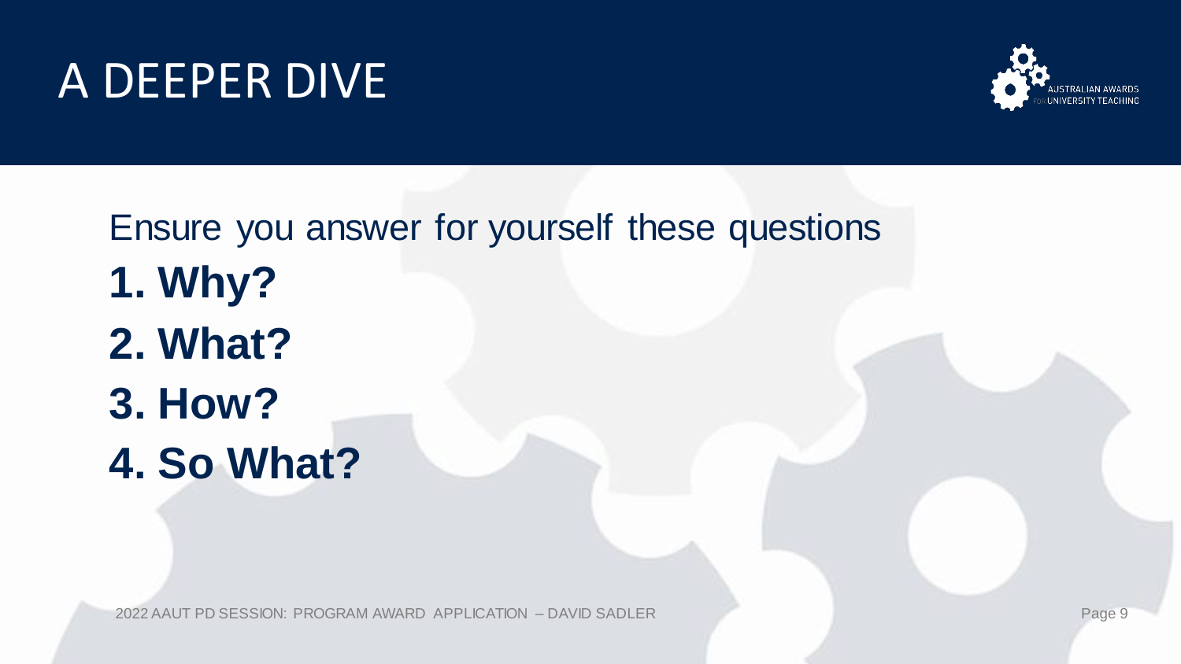# A DEEPER DIVE

Ensure you answer for yourself these questions

1. **Why?**
2. **What?**
3. **How?**
4. **So What?**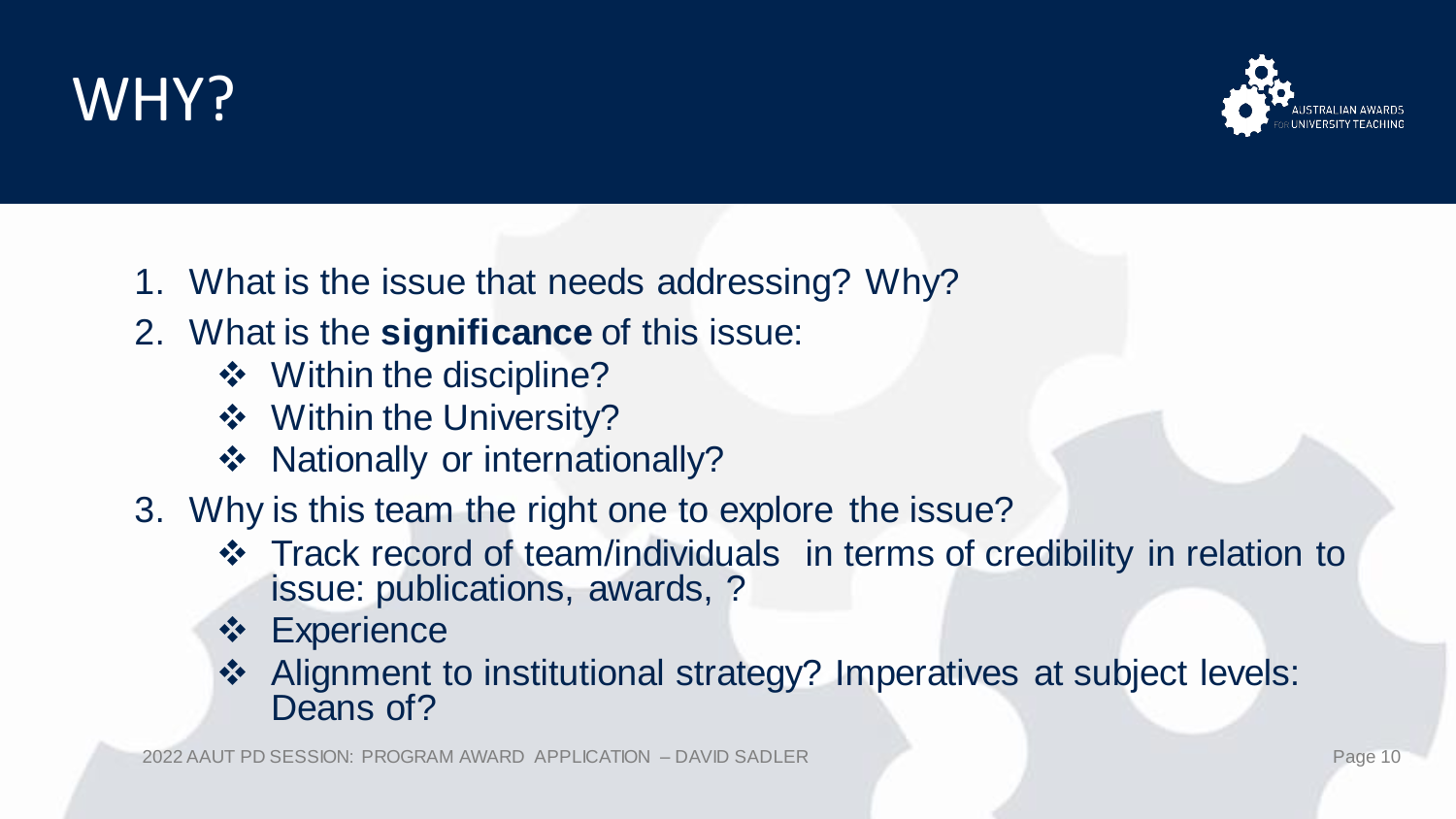# WHY?

1. What is the issue that needs addressing? Why?
2. What is the **significance** of this issue:
   - Within the discipline?
   - Within the University?
   - Nationally or internationally?
3. Why is this team the right one to explore the issue?
   - Track record of team/individuals in terms of credibility in relation to issue: publications, awards, ?
   - Experience
   - Alignment to institutional strategy? Imperatives at subject levels: Deans of?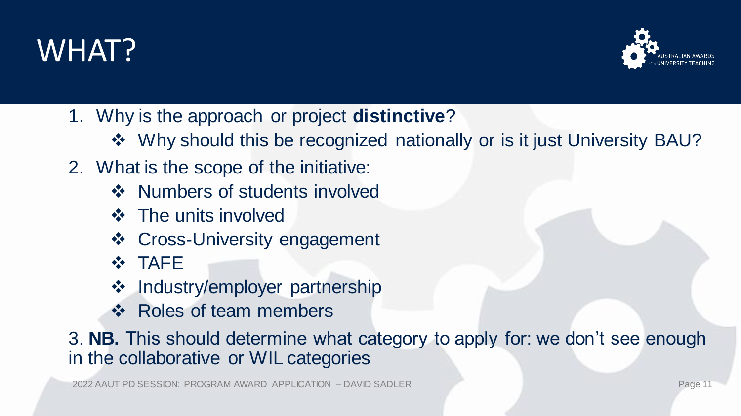# WHAT?

1. Why is the approach or project **distinctive**?
   - ❖ Why should this be recognized nationally or is it just University BAU?
2. What is the scope of the initiative:
   - ❖ Numbers of students involved
   - ❖ The units involved
   - ❖ Cross-University engagement
   - ❖ TAFE
   - ❖ Industry/employer partnership
   - ❖ Roles of team members

3. **NB.** This should determine what category to apply for: we don't see enough in the collaborative or WIL categories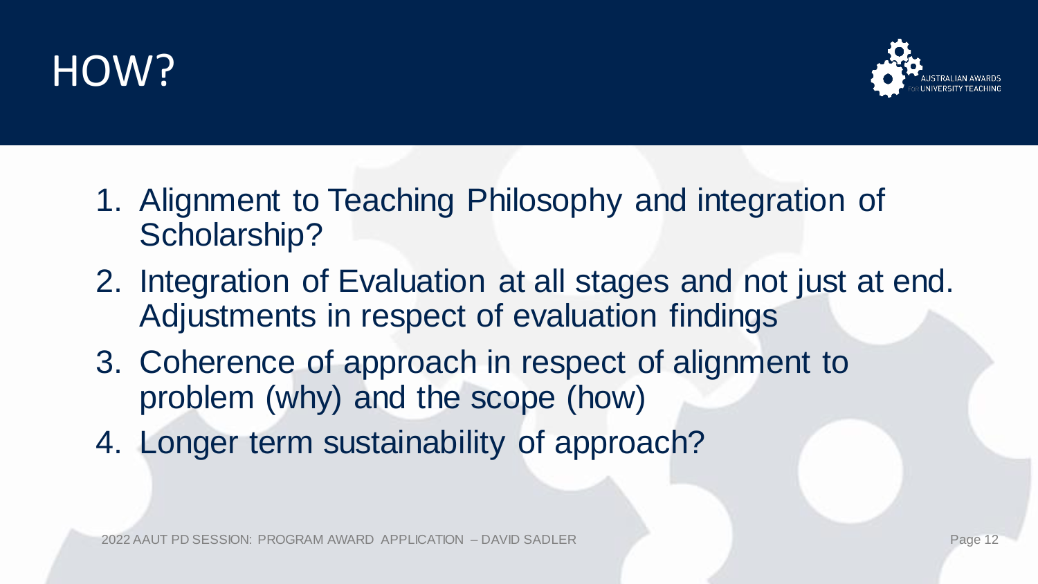# HOW?

1. Alignment to Teaching Philosophy and integration of Scholarship?
2. Integration of Evaluation at all stages and not just at end. Adjustments in respect of evaluation findings
3. Coherence of approach in respect of alignment to problem (why) and the scope (how)
4. Longer term sustainability of approach?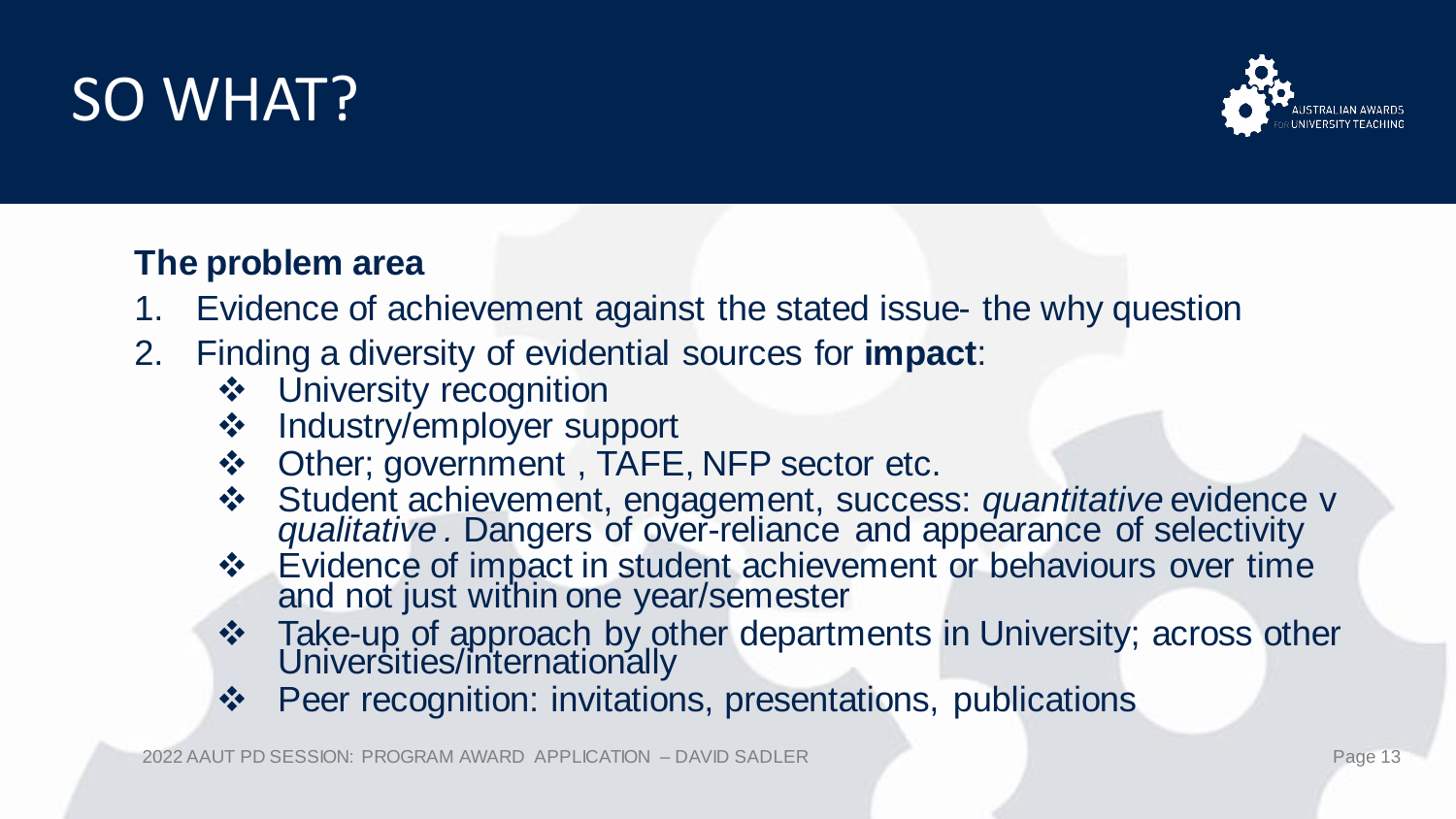# SO WHAT?

**The problem area**

1. Evidence of achievement against the stated issue- the why question
2. Finding a diversity of evidential sources for **impact**:
   - University recognition
   - Industry/employer support
   - Other; government , TAFE, NFP sector etc.
   - Student achievement, engagement, success: *quantitative* evidence v *qualitative* . Dangers of over-reliance and appearance of selectivity
   - Evidence of impact in student achievement or behaviours over time and not just within one year/semester
   - Take-up of approach by other departments in University; across other Universities/internationally
   - Peer recognition: invitations, presentations, publications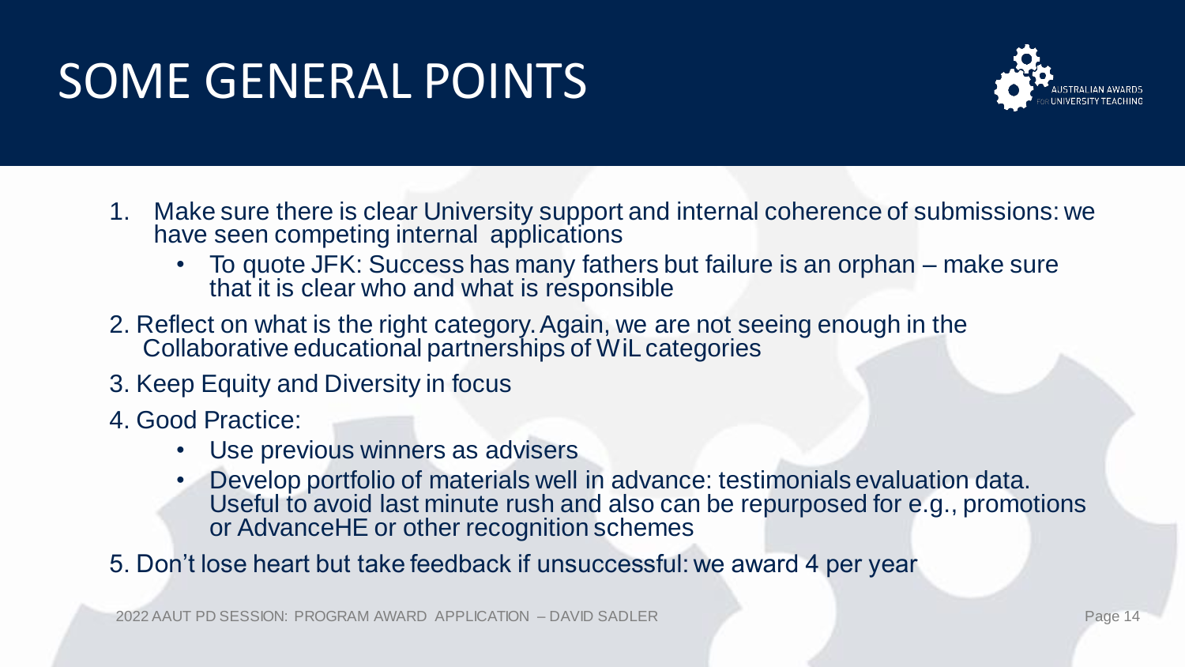# SOME GENERAL POINTS

1. Make sure there is clear University support and internal coherence of submissions: we have seen competing internal applications
   - To quote JFK: Success has many fathers but failure is an orphan – make sure that it is clear who and what is responsible
2. Reflect on what is the right category. Again, we are not seeing enough in the Collaborative educational partnerships of WiL categories
3. Keep Equity and Diversity in focus
4. Good Practice:
   - Use previous winners as advisers
   - Develop portfolio of materials well in advance: testimonials evaluation data. Useful to avoid last minute rush and also can be repurposed for e.g., promotions or AdvanceHE or other recognition schemes
5. Don't lose heart but take feedback if unsuccessful: we award 4 per year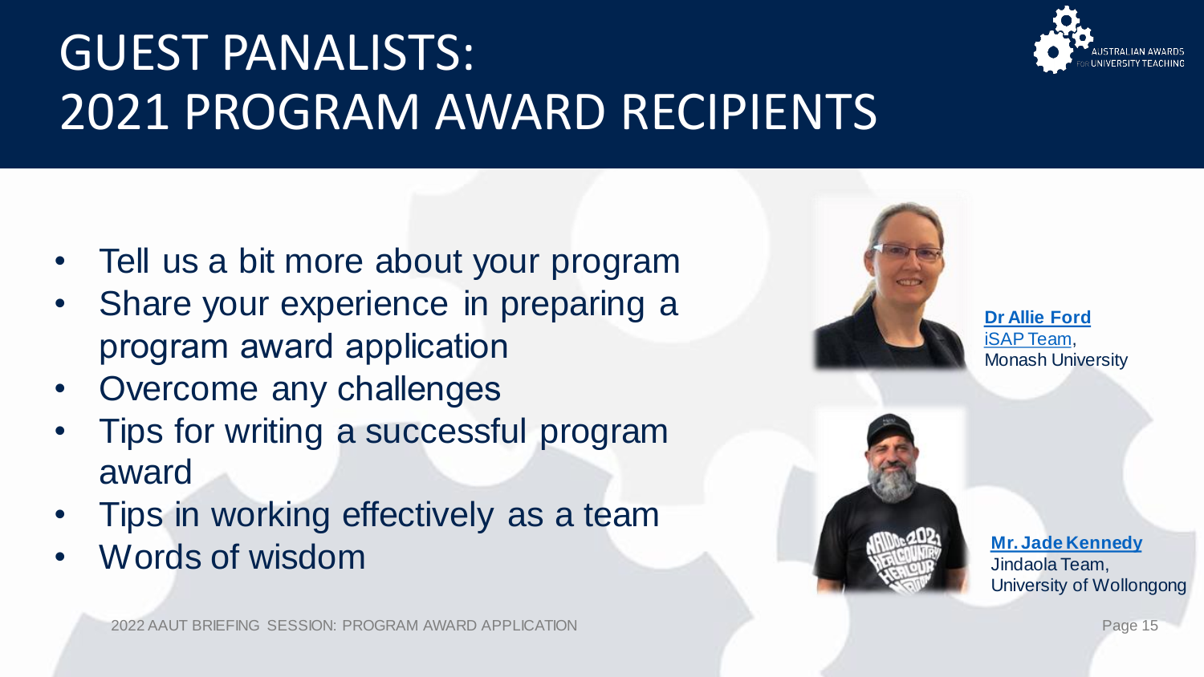# GUEST PANALISTS: 2021 PROGRAM AWARD RECIPIENTS

- Tell us a bit more about your program
- Share your experience in preparing a program award application
- Overcome any challenges
- Tips for writing a successful program award
- Tips in working effectively as a team
- Words of wisdom

**Dr Allie Ford**
iSAP Team,
Monash University

**Mr. Jade Kennedy**
Jindaola Team,
University of Wollongong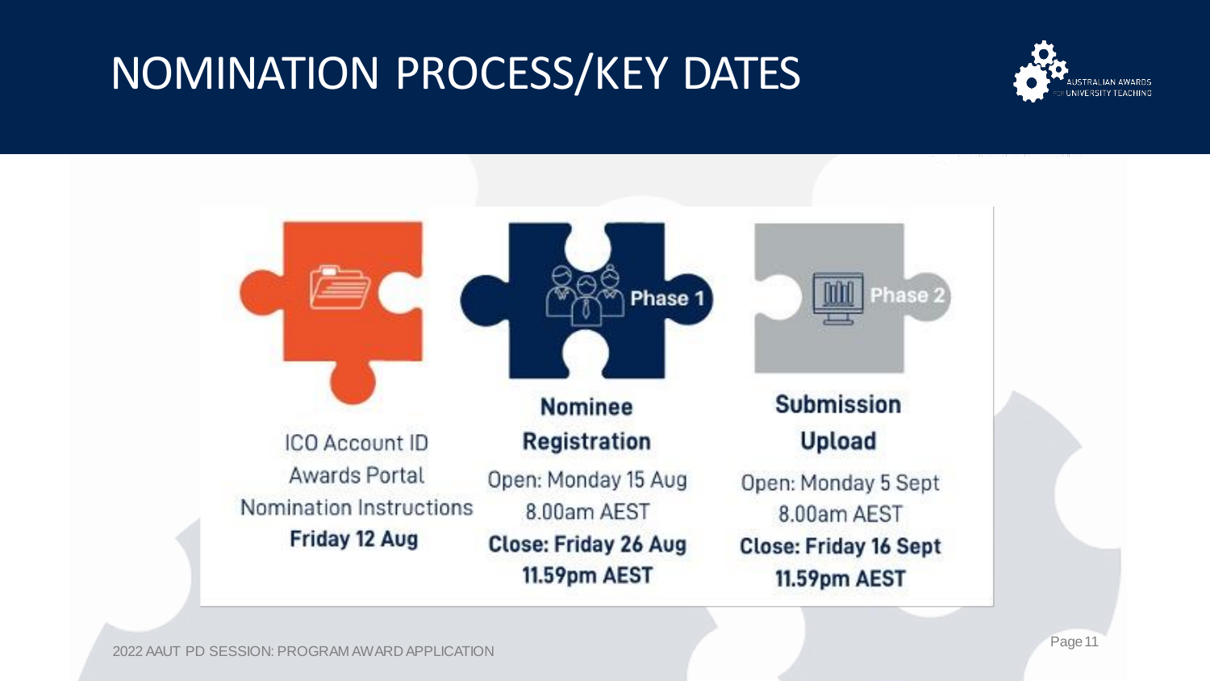# NOMINATION PROCESS/KEY DATES

ICO Account ID
Awards Portal
Nomination Instructions
**Friday 12 Aug**

**Phase 1**

**Nominee Registration**

Open: Monday 15 Aug
8.00am AEST
**Close: Friday 26 Aug**
**11.59pm AEST**

**Phase 2**

**Submission Upload**

Open: Monday 5 Sept
8.00am AEST
**Close: Friday 16 Sept**
**11.59pm AEST**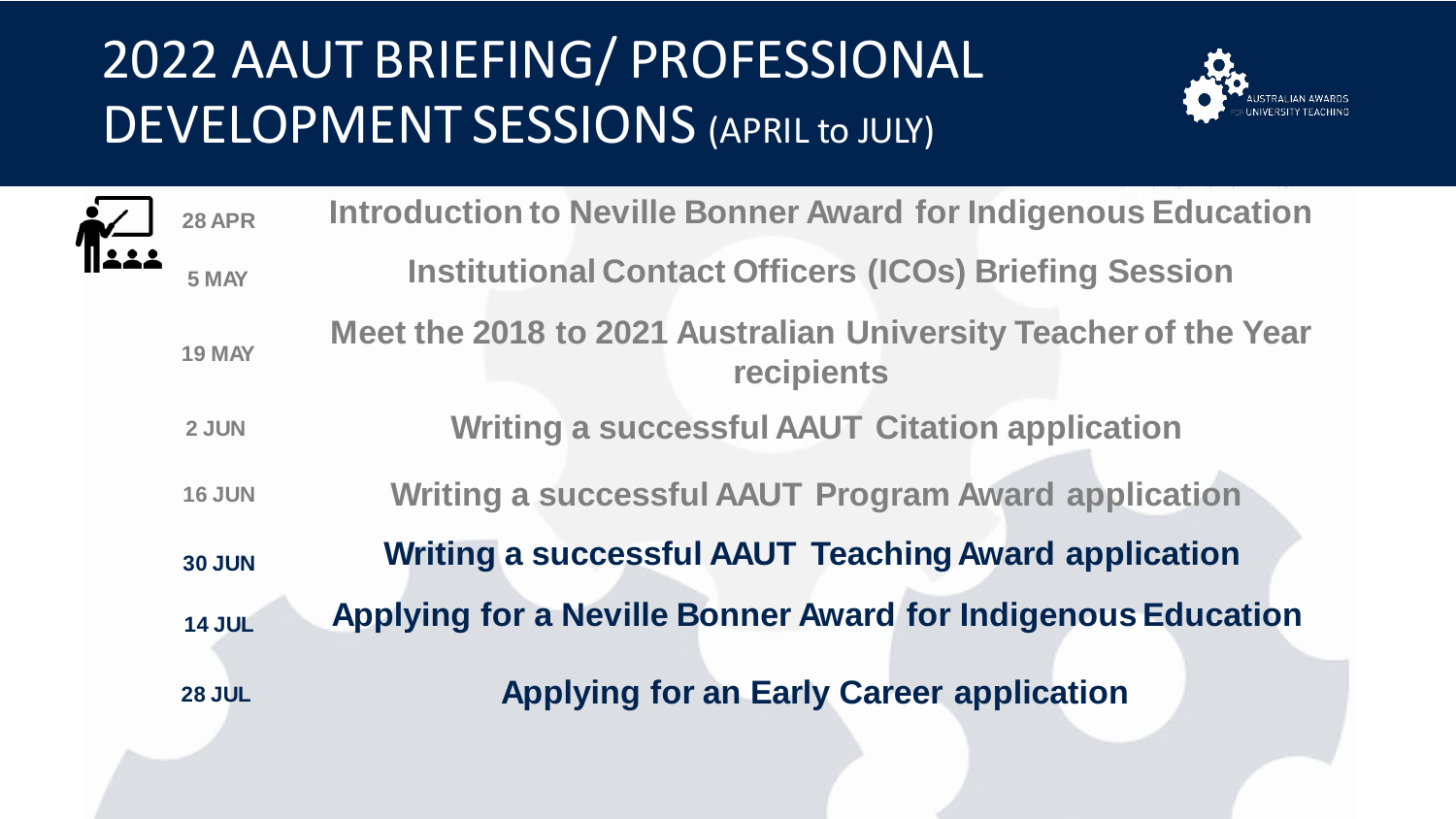# 2022 AAUT BRIEFING/ PROFESSIONAL DEVELOPMENT SESSIONS (APRIL to JULY)

| Date | Session |
|---|---|
| 28 APR | Introduction to Neville Bonner Award for Indigenous Education |
| 5 MAY | Institutional Contact Officers (ICOs) Briefing Session |
| 19 MAY | Meet the 2018 to 2021 Australian University Teacher of the Year recipients |
| 2 JUN | Writing a successful AAUT Citation application |
| 16 JUN | Writing a successful AAUT Program Award application |
| 30 JUN | Writing a successful AAUT Teaching Award application |
| 14 JUL | Applying for a Neville Bonner Award for Indigenous Education |
| 28 JUL | Applying for an Early Career application |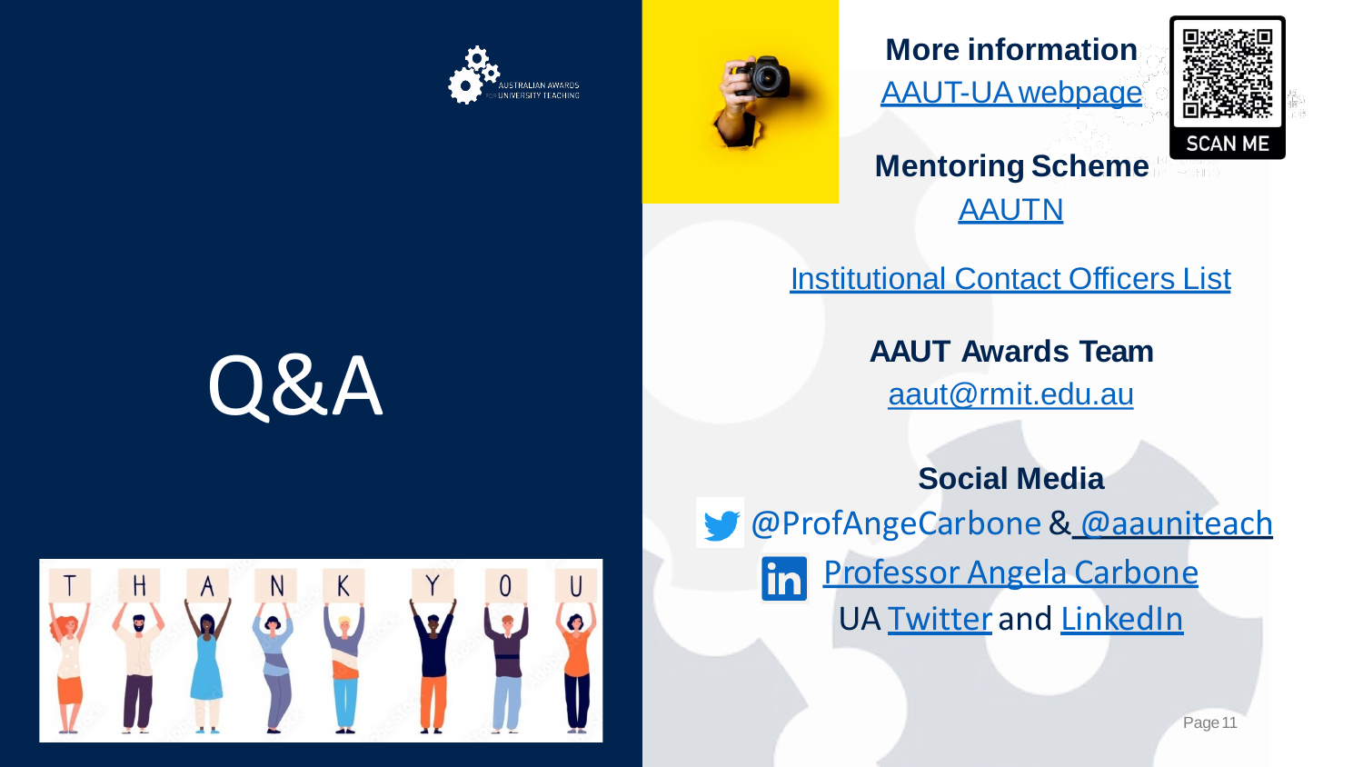# Q&A

**More information**

AAUT-UA webpage

SCAN ME

**Mentoring Scheme**

AAUTN

Institutional Contact Officers List

**AAUT Awards Team**

aaut@rmit.edu.au

**Social Media**

@ProfAngeCarbone & @aauniteach

Professor Angela Carbone

UA Twitter and LinkedIn